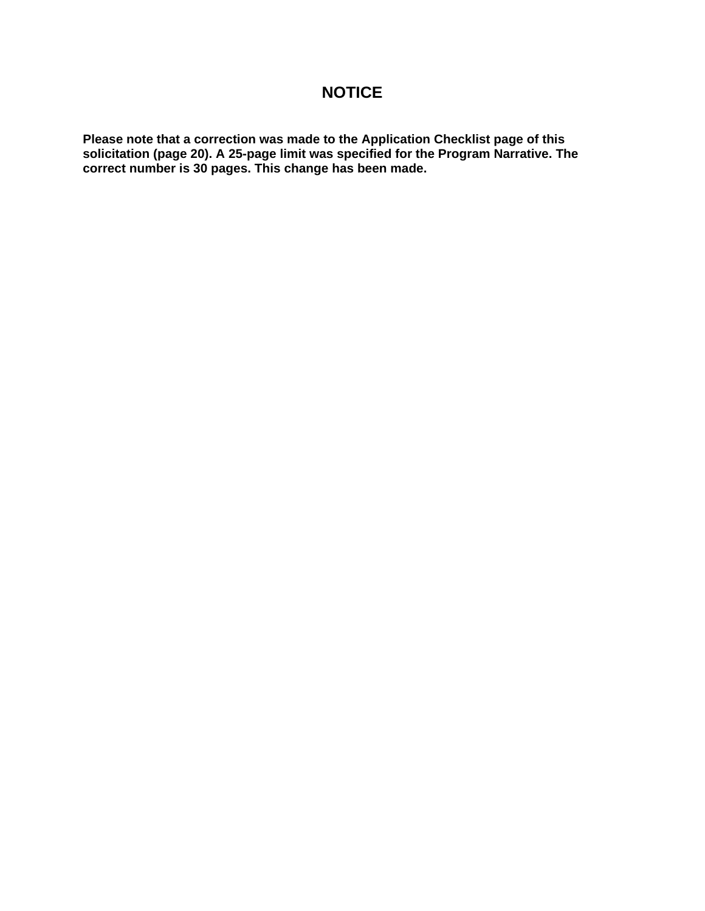# NOTICE

**Please note that a correction was made to the Application Checklist page of this solicitation (page 20). A 25-page limit was specified for the Program Narrative. The correct number is 30 pages. This change has been made.**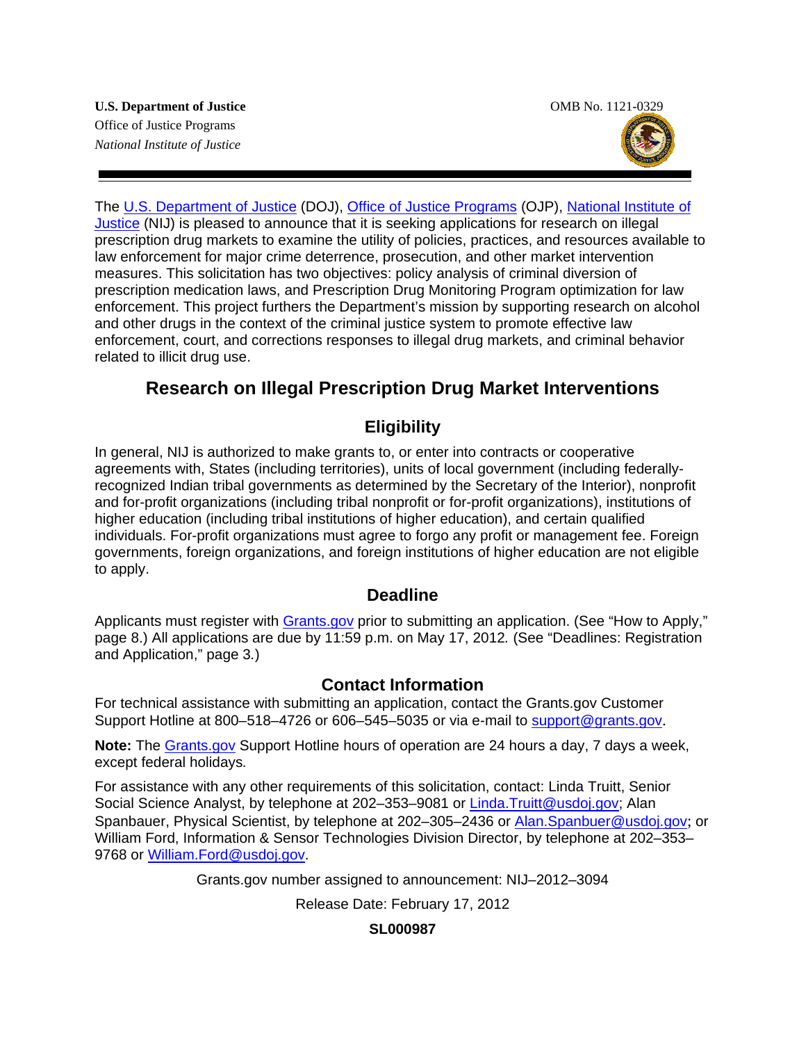**U.S. Department of Justice**
Office of Justice Programs
*National Institute of Justice*

OMB No. 1121-0329

The U.S. Department of Justice (DOJ), Office of Justice Programs (OJP), National Institute of Justice (NIJ) is pleased to announce that it is seeking applications for research on illegal prescription drug markets to examine the utility of policies, practices, and resources available to law enforcement for major crime deterrence, prosecution, and other market intervention measures. This solicitation has two objectives: policy analysis of criminal diversion of prescription medication laws, and Prescription Drug Monitoring Program optimization for law enforcement. This project furthers the Department's mission by supporting research on alcohol and other drugs in the context of the criminal justice system to promote effective law enforcement, court, and corrections responses to illegal drug markets, and criminal behavior related to illicit drug use.

# Research on Illegal Prescription Drug Market Interventions

## Eligibility

In general, NIJ is authorized to make grants to, or enter into contracts or cooperative agreements with, States (including territories), units of local government (including federally-recognized Indian tribal governments as determined by the Secretary of the Interior), nonprofit and for-profit organizations (including tribal nonprofit or for-profit organizations), institutions of higher education (including tribal institutions of higher education), and certain qualified individuals. For-profit organizations must agree to forgo any profit or management fee. Foreign governments, foreign organizations, and foreign institutions of higher education are not eligible to apply.

## Deadline

Applicants must register with Grants.gov prior to submitting an application. (See "How to Apply," page 8.) All applications are due by 11:59 p.m. on May 17, 2012*.* (See "Deadlines: Registration and Application," page 3*.*)

## Contact Information

For technical assistance with submitting an application, contact the Grants.gov Customer Support Hotline at 800–518–4726 or 606–545–5035 or via e-mail to support@grants.gov.

**Note:** The Grants.gov Support Hotline hours of operation are 24 hours a day, 7 days a week, except federal holidays*.*

For assistance with any other requirements of this solicitation, contact: Linda Truitt, Senior Social Science Analyst, by telephone at 202–353–9081 or Linda.Truitt@usdoj.gov; Alan Spanbauer, Physical Scientist, by telephone at 202–305–2436 or Alan.Spanbuer@usdoj.gov; or William Ford, Information & Sensor Technologies Division Director, by telephone at 202–353–9768 or William.Ford@usdoj.gov.

Grants.gov number assigned to announcement: NIJ–2012–3094

Release Date: February 17, 2012

**SL000987**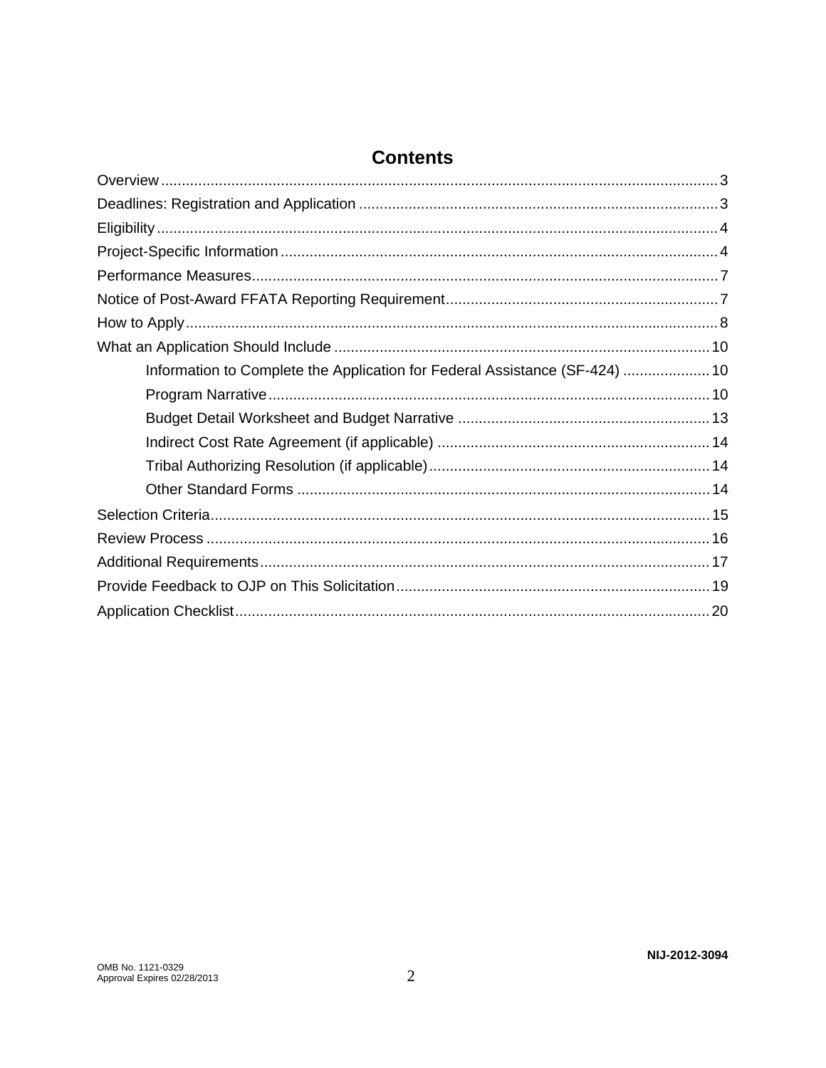# Contents

Overview ... 3

Deadlines: Registration and Application ... 3

Eligibility ... 4

Project-Specific Information ... 4

Performance Measures ... 7

Notice of Post-Award FFATA Reporting Requirement ... 7

How to Apply ... 8

What an Application Should Include ... 10

- Information to Complete the Application for Federal Assistance (SF-424) ... 10
- Program Narrative ... 10
- Budget Detail Worksheet and Budget Narrative ... 13
- Indirect Cost Rate Agreement (if applicable) ... 14
- Tribal Authorizing Resolution (if applicable) ... 14
- Other Standard Forms ... 14

Selection Criteria ... 15

Review Process ... 16

Additional Requirements ... 17

Provide Feedback to OJP on This Solicitation ... 19

Application Checklist ... 20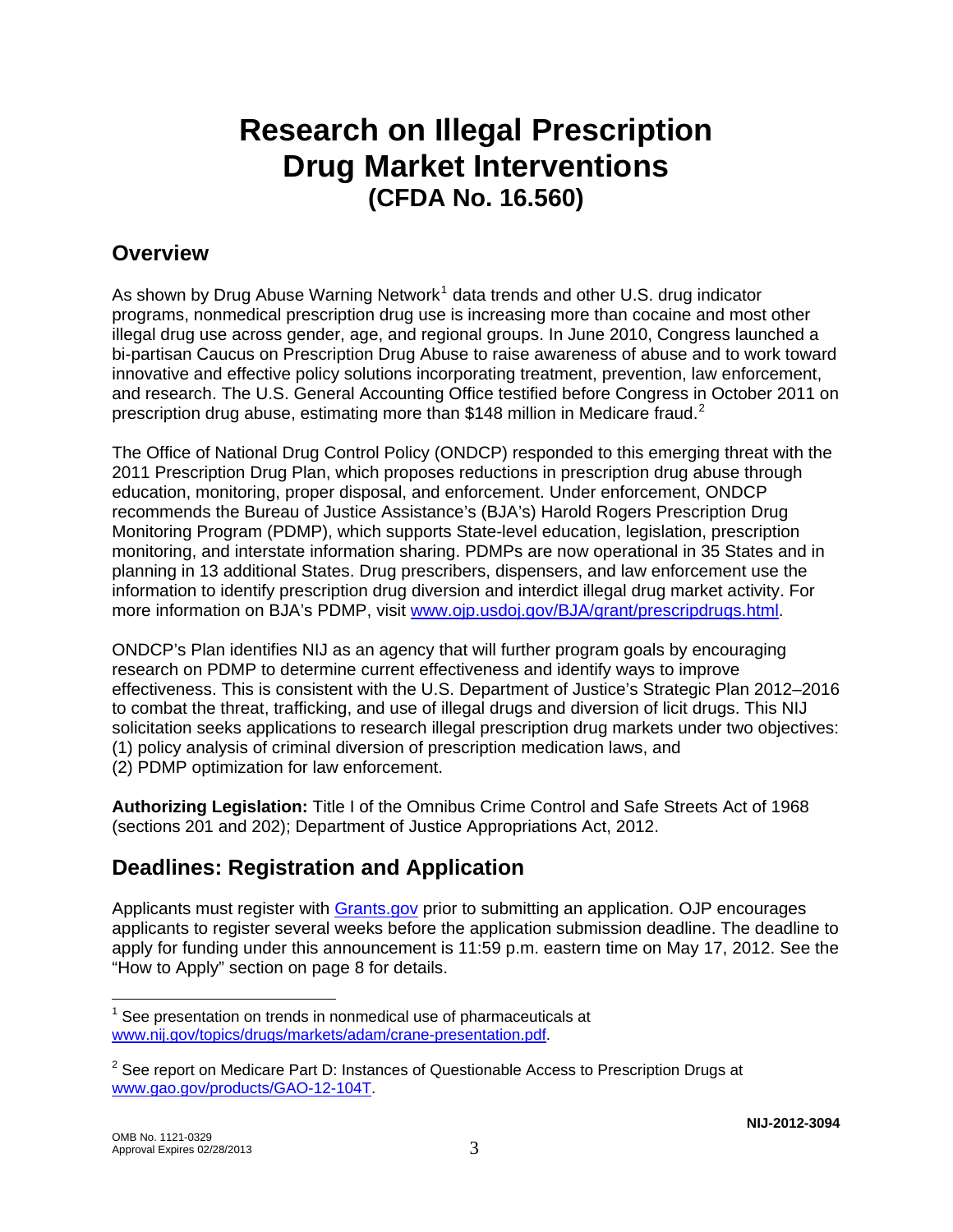# Research on Illegal Prescription Drug Market Interventions
## (CFDA No. 16.560)

## Overview

As shown by Drug Abuse Warning Network[1] data trends and other U.S. drug indicator programs, nonmedical prescription drug use is increasing more than cocaine and most other illegal drug use across gender, age, and regional groups. In June 2010, Congress launched a bi-partisan Caucus on Prescription Drug Abuse to raise awareness of abuse and to work toward innovative and effective policy solutions incorporating treatment, prevention, law enforcement, and research. The U.S. General Accounting Office testified before Congress in October 2011 on prescription drug abuse, estimating more than $148 million in Medicare fraud.[2]

The Office of National Drug Control Policy (ONDCP) responded to this emerging threat with the 2011 Prescription Drug Plan, which proposes reductions in prescription drug abuse through education, monitoring, proper disposal, and enforcement. Under enforcement, ONDCP recommends the Bureau of Justice Assistance's (BJA's) Harold Rogers Prescription Drug Monitoring Program (PDMP), which supports State-level education, legislation, prescription monitoring, and interstate information sharing. PDMPs are now operational in 35 States and in planning in 13 additional States. Drug prescribers, dispensers, and law enforcement use the information to identify prescription drug diversion and interdict illegal drug market activity. For more information on BJA's PDMP, visit www.ojp.usdoj.gov/BJA/grant/prescripdrugs.html.

ONDCP's Plan identifies NIJ as an agency that will further program goals by encouraging research on PDMP to determine current effectiveness and identify ways to improve effectiveness. This is consistent with the U.S. Department of Justice's Strategic Plan 2012–2016 to combat the threat, trafficking, and use of illegal drugs and diversion of licit drugs. This NIJ solicitation seeks applications to research illegal prescription drug markets under two objectives:
(1) policy analysis of criminal diversion of prescription medication laws, and
(2) PDMP optimization for law enforcement.

**Authorizing Legislation:** Title I of the Omnibus Crime Control and Safe Streets Act of 1968 (sections 201 and 202); Department of Justice Appropriations Act, 2012.

## Deadlines: Registration and Application

Applicants must register with Grants.gov prior to submitting an application. OJP encourages applicants to register several weeks before the application submission deadline. The deadline to apply for funding under this announcement is 11:59 p.m. eastern time on May 17, 2012. See the "How to Apply" section on page 8 for details.

---

[1] See presentation on trends in nonmedical use of pharmaceuticals at www.nij.gov/topics/drugs/markets/adam/crane-presentation.pdf.

[2] See report on Medicare Part D: Instances of Questionable Access to Prescription Drugs at www.gao.gov/products/GAO-12-104T.

OMB No. 1121-0329
Approval Expires 02/28/2013

NIJ-2012-3094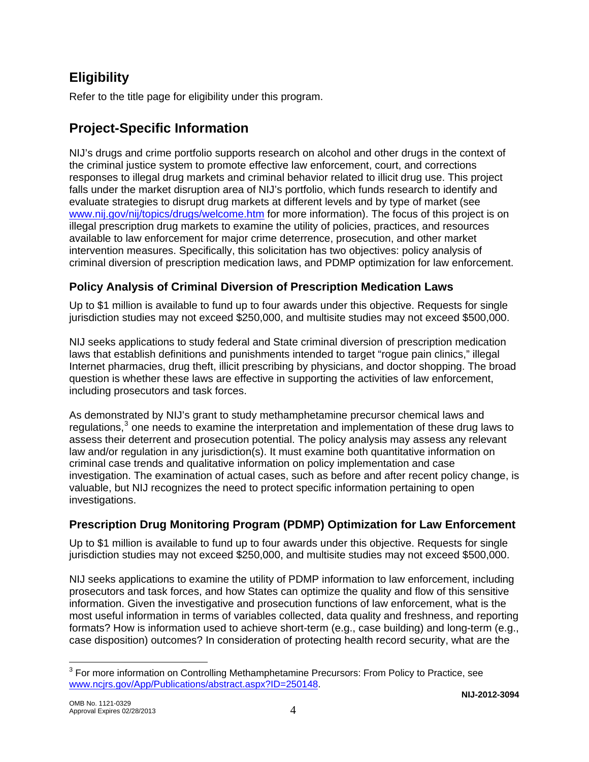## Eligibility

Refer to the title page for eligibility under this program.

## Project-Specific Information

NIJ's drugs and crime portfolio supports research on alcohol and other drugs in the context of the criminal justice system to promote effective law enforcement, court, and corrections responses to illegal drug markets and criminal behavior related to illicit drug use. This project falls under the market disruption area of NIJ's portfolio, which funds research to identify and evaluate strategies to disrupt drug markets at different levels and by type of market (see www.nij.gov/nij/topics/drugs/welcome.htm for more information). The focus of this project is on illegal prescription drug markets to examine the utility of policies, practices, and resources available to law enforcement for major crime deterrence, prosecution, and other market intervention measures. Specifically, this solicitation has two objectives: policy analysis of criminal diversion of prescription medication laws, and PDMP optimization for law enforcement.

### Policy Analysis of Criminal Diversion of Prescription Medication Laws

Up to $1 million is available to fund up to four awards under this objective. Requests for single jurisdiction studies may not exceed $250,000, and multisite studies may not exceed $500,000.

NIJ seeks applications to study federal and State criminal diversion of prescription medication laws that establish definitions and punishments intended to target "rogue pain clinics," illegal Internet pharmacies, drug theft, illicit prescribing by physicians, and doctor shopping. The broad question is whether these laws are effective in supporting the activities of law enforcement, including prosecutors and task forces.

As demonstrated by NIJ's grant to study methamphetamine precursor chemical laws and regulations,[3] one needs to examine the interpretation and implementation of these drug laws to assess their deterrent and prosecution potential. The policy analysis may assess any relevant law and/or regulation in any jurisdiction(s). It must examine both quantitative information on criminal case trends and qualitative information on policy implementation and case investigation. The examination of actual cases, such as before and after recent policy change, is valuable, but NIJ recognizes the need to protect specific information pertaining to open investigations.

### Prescription Drug Monitoring Program (PDMP) Optimization for Law Enforcement

Up to $1 million is available to fund up to four awards under this objective. Requests for single jurisdiction studies may not exceed $250,000, and multisite studies may not exceed $500,000.

NIJ seeks applications to examine the utility of PDMP information to law enforcement, including prosecutors and task forces, and how States can optimize the quality and flow of this sensitive information. Given the investigative and prosecution functions of law enforcement, what is the most useful information in terms of variables collected, data quality and freshness, and reporting formats? How is information used to achieve short-term (e.g., case building) and long-term (e.g., case disposition) outcomes? In consideration of protecting health record security, what are the

[3] For more information on Controlling Methamphetamine Precursors: From Policy to Practice, see www.ncjrs.gov/App/Publications/abstract.aspx?ID=250148.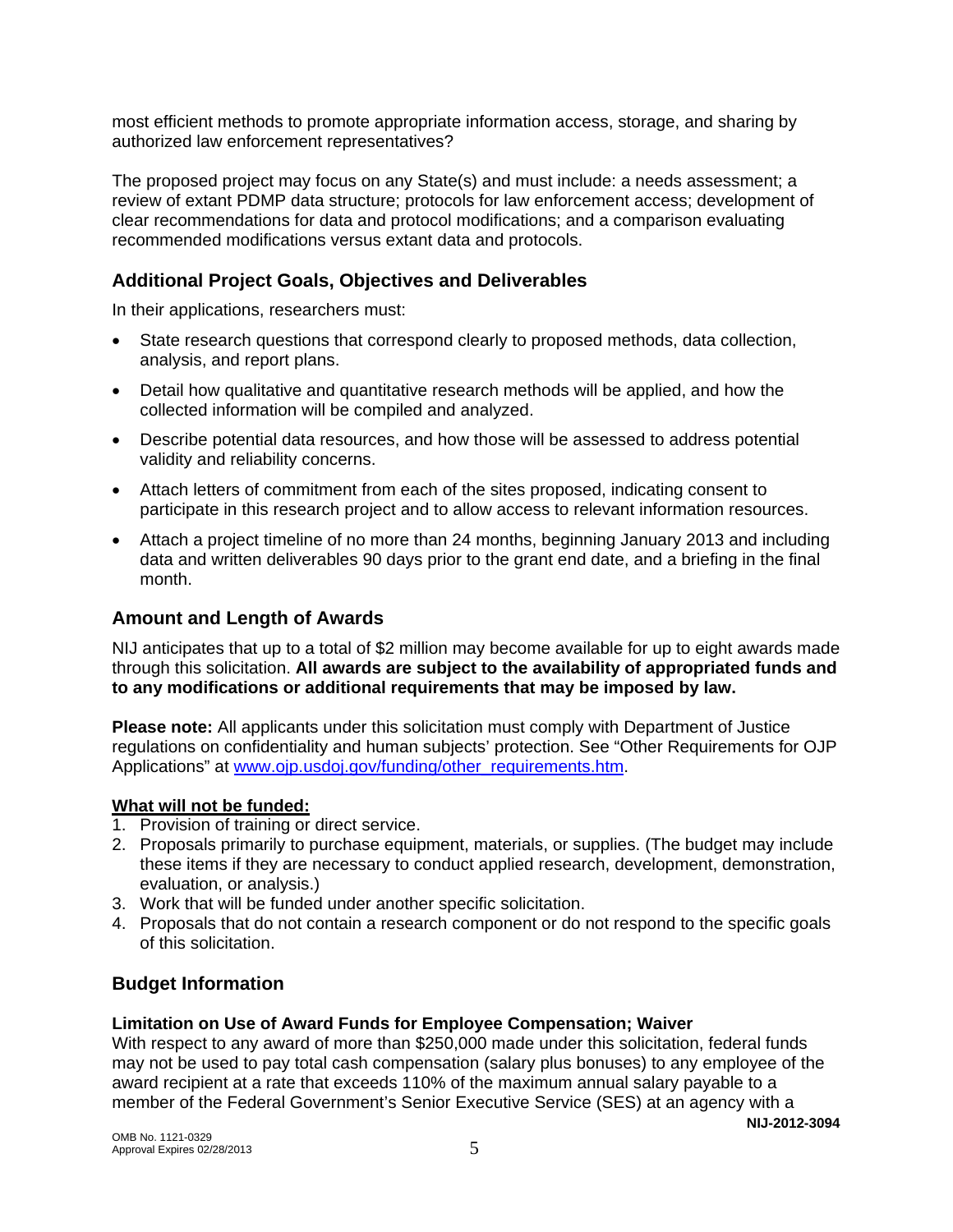most efficient methods to promote appropriate information access, storage, and sharing by authorized law enforcement representatives?

The proposed project may focus on any State(s) and must include: a needs assessment; a review of extant PDMP data structure; protocols for law enforcement access; development of clear recommendations for data and protocol modifications; and a comparison evaluating recommended modifications versus extant data and protocols.

## Additional Project Goals, Objectives and Deliverables

In their applications, researchers must:

- State research questions that correspond clearly to proposed methods, data collection, analysis, and report plans.
- Detail how qualitative and quantitative research methods will be applied, and how the collected information will be compiled and analyzed.
- Describe potential data resources, and how those will be assessed to address potential validity and reliability concerns.
- Attach letters of commitment from each of the sites proposed, indicating consent to participate in this research project and to allow access to relevant information resources.
- Attach a project timeline of no more than 24 months, beginning January 2013 and including data and written deliverables 90 days prior to the grant end date, and a briefing in the final month.

## Amount and Length of Awards

NIJ anticipates that up to a total of $2 million may become available for up to eight awards made through this solicitation. **All awards are subject to the availability of appropriated funds and to any modifications or additional requirements that may be imposed by law.**

**Please note:** All applicants under this solicitation must comply with Department of Justice regulations on confidentiality and human subjects' protection. See "Other Requirements for OJP Applications" at [www.ojp.usdoj.gov/funding/other_requirements.htm](www.ojp.usdoj.gov/funding/other_requirements.htm).

**What will not be funded:**

1. Provision of training or direct service.
2. Proposals primarily to purchase equipment, materials, or supplies. (The budget may include these items if they are necessary to conduct applied research, development, demonstration, evaluation, or analysis.)
3. Work that will be funded under another specific solicitation.
4. Proposals that do not contain a research component or do not respond to the specific goals of this solicitation.

## Budget Information

### Limitation on Use of Award Funds for Employee Compensation; Waiver

With respect to any award of more than $250,000 made under this solicitation, federal funds may not be used to pay total cash compensation (salary plus bonuses) to any employee of the award recipient at a rate that exceeds 110% of the maximum annual salary payable to a member of the Federal Government's Senior Executive Service (SES) at an agency with a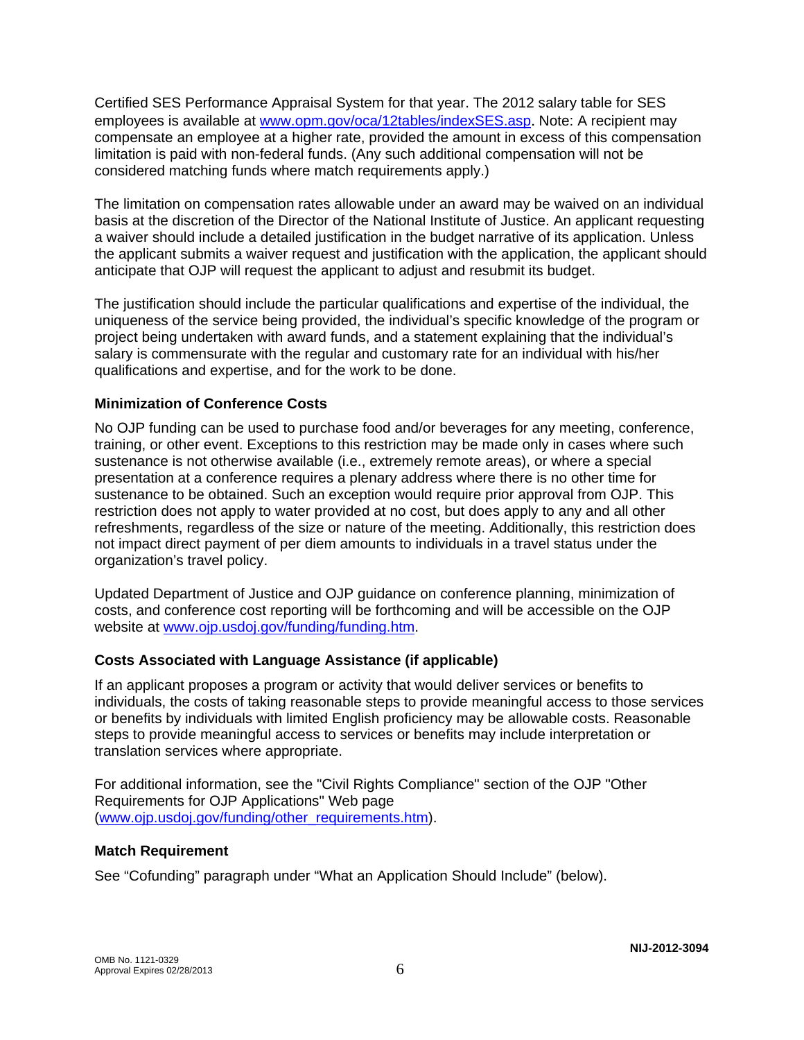Certified SES Performance Appraisal System for that year. The 2012 salary table for SES employees is available at [www.opm.gov/oca/12tables/indexSES.asp](www.opm.gov/oca/12tables/indexSES.asp). Note: A recipient may compensate an employee at a higher rate, provided the amount in excess of this compensation limitation is paid with non-federal funds. (Any such additional compensation will not be considered matching funds where match requirements apply.)

The limitation on compensation rates allowable under an award may be waived on an individual basis at the discretion of the Director of the National Institute of Justice. An applicant requesting a waiver should include a detailed justification in the budget narrative of its application. Unless the applicant submits a waiver request and justification with the application, the applicant should anticipate that OJP will request the applicant to adjust and resubmit its budget.

The justification should include the particular qualifications and expertise of the individual, the uniqueness of the service being provided, the individual's specific knowledge of the program or project being undertaken with award funds, and a statement explaining that the individual's salary is commensurate with the regular and customary rate for an individual with his/her qualifications and expertise, and for the work to be done.

### Minimization of Conference Costs

No OJP funding can be used to purchase food and/or beverages for any meeting, conference, training, or other event. Exceptions to this restriction may be made only in cases where such sustenance is not otherwise available (i.e., extremely remote areas), or where a special presentation at a conference requires a plenary address where there is no other time for sustenance to be obtained. Such an exception would require prior approval from OJP. This restriction does not apply to water provided at no cost, but does apply to any and all other refreshments, regardless of the size or nature of the meeting. Additionally, this restriction does not impact direct payment of per diem amounts to individuals in a travel status under the organization's travel policy.

Updated Department of Justice and OJP guidance on conference planning, minimization of costs, and conference cost reporting will be forthcoming and will be accessible on the OJP website at [www.ojp.usdoj.gov/funding/funding.htm](www.ojp.usdoj.gov/funding/funding.htm).

### Costs Associated with Language Assistance (if applicable)

If an applicant proposes a program or activity that would deliver services or benefits to individuals, the costs of taking reasonable steps to provide meaningful access to those services or benefits by individuals with limited English proficiency may be allowable costs. Reasonable steps to provide meaningful access to services or benefits may include interpretation or translation services where appropriate.

For additional information, see the "Civil Rights Compliance" section of the OJP "Other Requirements for OJP Applications" Web page ([www.ojp.usdoj.gov/funding/other_requirements.htm](www.ojp.usdoj.gov/funding/other_requirements.htm)).

### Match Requirement

See "Cofunding" paragraph under "What an Application Should Include" (below).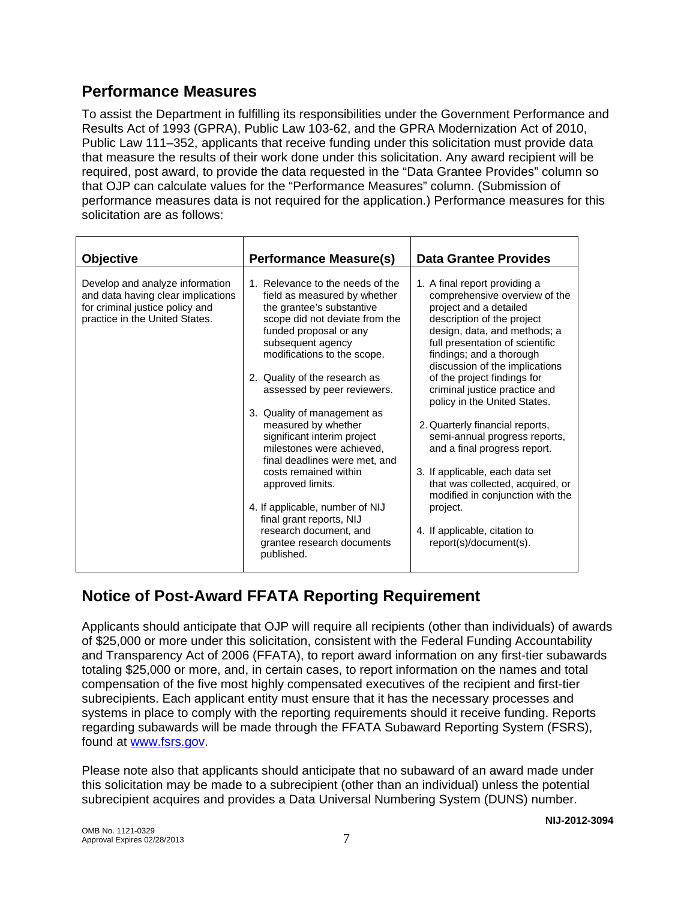## Performance Measures

To assist the Department in fulfilling its responsibilities under the Government Performance and Results Act of 1993 (GPRA), Public Law 103-62, and the GPRA Modernization Act of 2010, Public Law 111–352, applicants that receive funding under this solicitation must provide data that measure the results of their work done under this solicitation. Any award recipient will be required, post award, to provide the data requested in the "Data Grantee Provides" column so that OJP can calculate values for the "Performance Measures" column. (Submission of performance measures data is not required for the application.) Performance measures for this solicitation are as follows:

| Objective | Performance Measure(s) | Data Grantee Provides |
|---|---|---|
| Develop and analyze information and data having clear implications for criminal justice policy and practice in the United States. | 1. Relevance to the needs of the field as measured by whether the grantee's substantive scope did not deviate from the funded proposal or any subsequent agency modifications to the scope.<br><br>2. Quality of the research as assessed by peer reviewers.<br><br>3. Quality of management as measured by whether significant interim project milestones were achieved, final deadlines were met, and costs remained within approved limits.<br><br>4. If applicable, number of NIJ final grant reports, NIJ research document, and grantee research documents published. | 1. A final report providing a comprehensive overview of the project and a detailed description of the project design, data, and methods; a full presentation of scientific findings; and a thorough discussion of the implications of the project findings for criminal justice practice and policy in the United States.<br><br>2. Quarterly financial reports, semi-annual progress reports, and a final progress report.<br><br>3. If applicable, each data set that was collected, acquired, or modified in conjunction with the project.<br><br>4. If applicable, citation to report(s)/document(s). |

## Notice of Post-Award FFATA Reporting Requirement

Applicants should anticipate that OJP will require all recipients (other than individuals) of awards of $25,000 or more under this solicitation, consistent with the Federal Funding Accountability and Transparency Act of 2006 (FFATA), to report award information on any first-tier subawards totaling $25,000 or more, and, in certain cases, to report information on the names and total compensation of the five most highly compensated executives of the recipient and first-tier subrecipients. Each applicant entity must ensure that it has the necessary processes and systems in place to comply with the reporting requirements should it receive funding. Reports regarding subawards will be made through the FFATA Subaward Reporting System (FSRS), found at www.fsrs.gov.

Please note also that applicants should anticipate that no subaward of an award made under this solicitation may be made to a subrecipient (other than an individual) unless the potential subrecipient acquires and provides a Data Universal Numbering System (DUNS) number.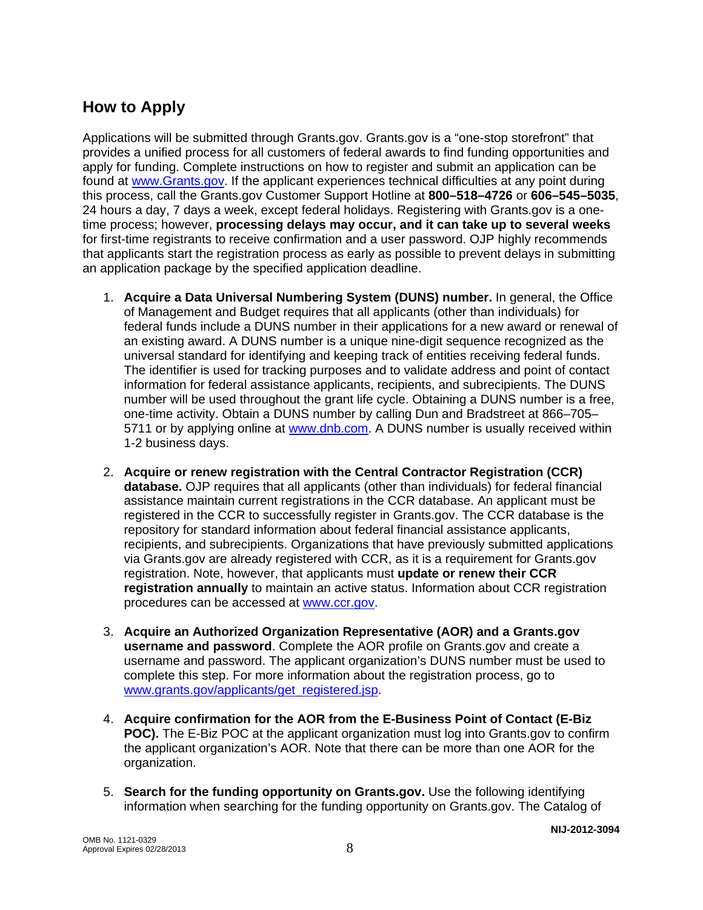## How to Apply

Applications will be submitted through Grants.gov. Grants.gov is a "one-stop storefront" that provides a unified process for all customers of federal awards to find funding opportunities and apply for funding. Complete instructions on how to register and submit an application can be found at [www.Grants.gov](http://www.Grants.gov). If the applicant experiences technical difficulties at any point during this process, call the Grants.gov Customer Support Hotline at **800–518–4726** or **606–545–5035**, 24 hours a day, 7 days a week, except federal holidays. Registering with Grants.gov is a one-time process; however, **processing delays may occur, and it can take up to several weeks** for first-time registrants to receive confirmation and a user password. OJP highly recommends that applicants start the registration process as early as possible to prevent delays in submitting an application package by the specified application deadline.

1. **Acquire a Data Universal Numbering System (DUNS) number.** In general, the Office of Management and Budget requires that all applicants (other than individuals) for federal funds include a DUNS number in their applications for a new award or renewal of an existing award. A DUNS number is a unique nine-digit sequence recognized as the universal standard for identifying and keeping track of entities receiving federal funds. The identifier is used for tracking purposes and to validate address and point of contact information for federal assistance applicants, recipients, and subrecipients. The DUNS number will be used throughout the grant life cycle. Obtaining a DUNS number is a free, one-time activity. Obtain a DUNS number by calling Dun and Bradstreet at 866–705–5711 or by applying online at [www.dnb.com](http://www.dnb.com). A DUNS number is usually received within 1-2 business days.

2. **Acquire or renew registration with the Central Contractor Registration (CCR) database.** OJP requires that all applicants (other than individuals) for federal financial assistance maintain current registrations in the CCR database. An applicant must be registered in the CCR to successfully register in Grants.gov. The CCR database is the repository for standard information about federal financial assistance applicants, recipients, and subrecipients. Organizations that have previously submitted applications via Grants.gov are already registered with CCR, as it is a requirement for Grants.gov registration. Note, however, that applicants must **update or renew their CCR registration annually** to maintain an active status. Information about CCR registration procedures can be accessed at [www.ccr.gov](http://www.ccr.gov).

3. **Acquire an Authorized Organization Representative (AOR) and a Grants.gov username and password**. Complete the AOR profile on Grants.gov and create a username and password. The applicant organization's DUNS number must be used to complete this step. For more information about the registration process, go to [www.grants.gov/applicants/get_registered.jsp](http://www.grants.gov/applicants/get_registered.jsp).

4. **Acquire confirmation for the AOR from the E-Business Point of Contact (E-Biz POC).** The E-Biz POC at the applicant organization must log into Grants.gov to confirm the applicant organization's AOR. Note that there can be more than one AOR for the organization.

5. **Search for the funding opportunity on Grants.gov.** Use the following identifying information when searching for the funding opportunity on Grants.gov. The Catalog of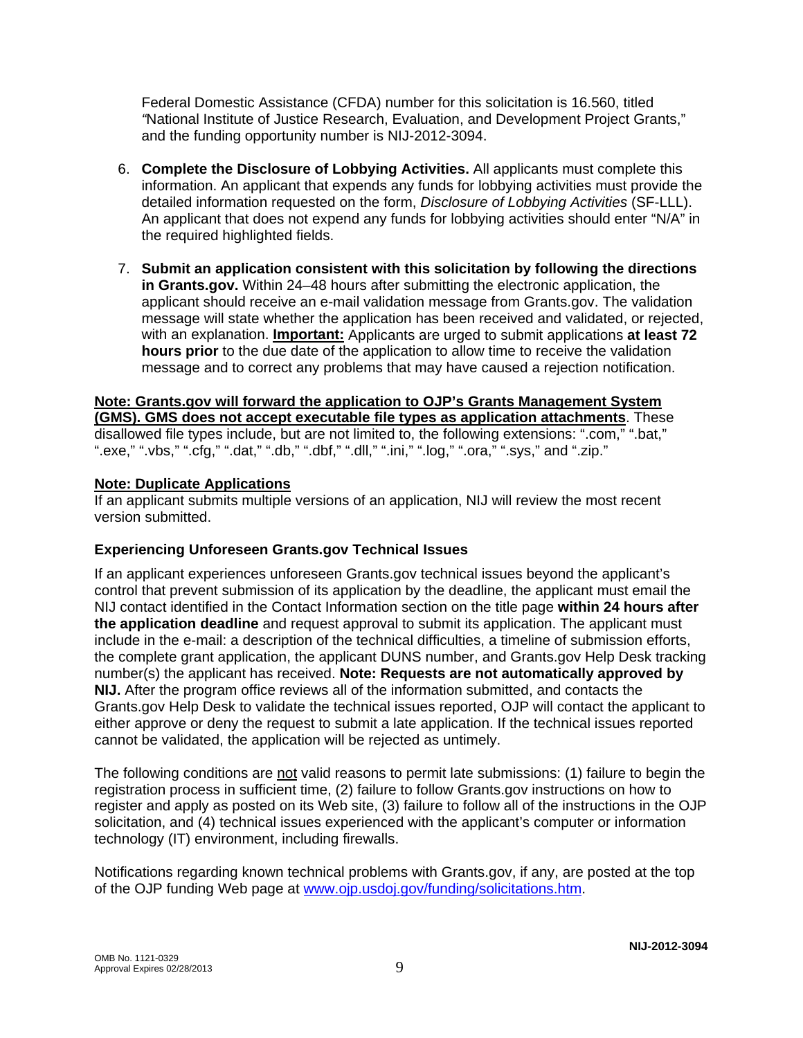Federal Domestic Assistance (CFDA) number for this solicitation is 16.560, titled "National Institute of Justice Research, Evaluation, and Development Project Grants," and the funding opportunity number is NIJ-2012-3094.

6. **Complete the Disclosure of Lobbying Activities.** All applicants must complete this information. An applicant that expends any funds for lobbying activities must provide the detailed information requested on the form, *Disclosure of Lobbying Activities* (SF-LLL). An applicant that does not expend any funds for lobbying activities should enter "N/A" in the required highlighted fields.

7. **Submit an application consistent with this solicitation by following the directions in Grants.gov.** Within 24–48 hours after submitting the electronic application, the applicant should receive an e-mail validation message from Grants.gov. The validation message will state whether the application has been received and validated, or rejected, with an explanation. **Important:** Applicants are urged to submit applications **at least 72 hours prior** to the due date of the application to allow time to receive the validation message and to correct any problems that may have caused a rejection notification.

**Note: Grants.gov will forward the application to OJP's Grants Management System (GMS). GMS does not accept executable file types as application attachments**. These disallowed file types include, but are not limited to, the following extensions: ".com," ".bat," ".exe," ".vbs," ".cfg," ".dat," ".db," ".dbf," ".dll," ".ini," ".log," ".ora," ".sys," and ".zip."

**Note: Duplicate Applications**
If an applicant submits multiple versions of an application, NIJ will review the most recent version submitted.

### Experiencing Unforeseen Grants.gov Technical Issues

If an applicant experiences unforeseen Grants.gov technical issues beyond the applicant's control that prevent submission of its application by the deadline, the applicant must email the NIJ contact identified in the Contact Information section on the title page **within 24 hours after the application deadline** and request approval to submit its application. The applicant must include in the e-mail: a description of the technical difficulties, a timeline of submission efforts, the complete grant application, the applicant DUNS number, and Grants.gov Help Desk tracking number(s) the applicant has received. **Note: Requests are not automatically approved by NIJ.** After the program office reviews all of the information submitted, and contacts the Grants.gov Help Desk to validate the technical issues reported, OJP will contact the applicant to either approve or deny the request to submit a late application. If the technical issues reported cannot be validated, the application will be rejected as untimely.

The following conditions are not valid reasons to permit late submissions: (1) failure to begin the registration process in sufficient time, (2) failure to follow Grants.gov instructions on how to register and apply as posted on its Web site, (3) failure to follow all of the instructions in the OJP solicitation, and (4) technical issues experienced with the applicant's computer or information technology (IT) environment, including firewalls.

Notifications regarding known technical problems with Grants.gov, if any, are posted at the top of the OJP funding Web page at www.ojp.usdoj.gov/funding/solicitations.htm.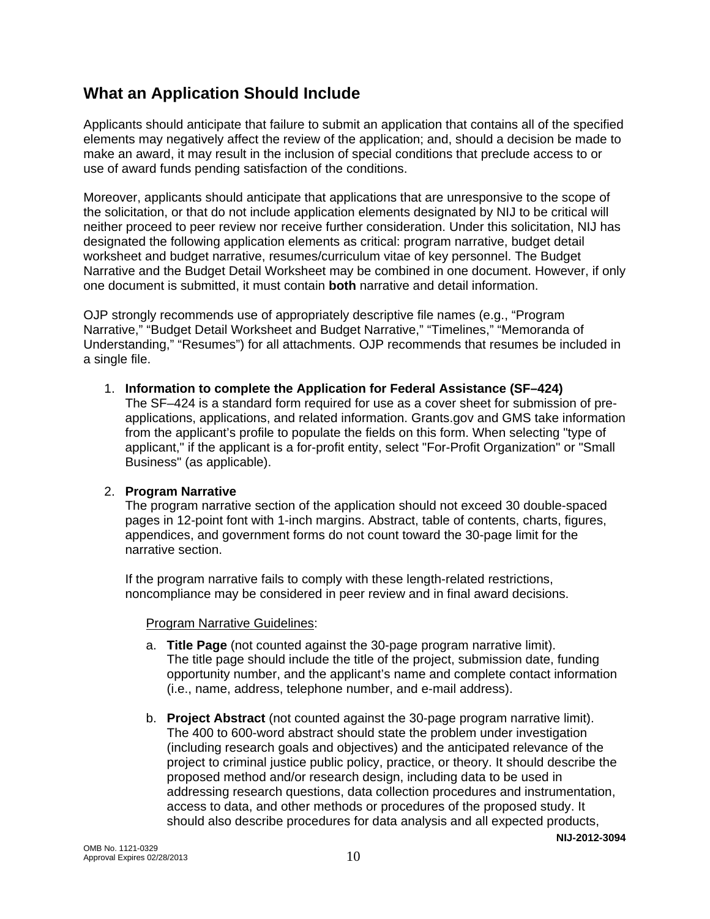## What an Application Should Include

Applicants should anticipate that failure to submit an application that contains all of the specified elements may negatively affect the review of the application; and, should a decision be made to make an award, it may result in the inclusion of special conditions that preclude access to or use of award funds pending satisfaction of the conditions.

Moreover, applicants should anticipate that applications that are unresponsive to the scope of the solicitation, or that do not include application elements designated by NIJ to be critical will neither proceed to peer review nor receive further consideration. Under this solicitation, NIJ has designated the following application elements as critical: program narrative, budget detail worksheet and budget narrative, resumes/curriculum vitae of key personnel. The Budget Narrative and the Budget Detail Worksheet may be combined in one document. However, if only one document is submitted, it must contain **both** narrative and detail information.

OJP strongly recommends use of appropriately descriptive file names (e.g., "Program Narrative," "Budget Detail Worksheet and Budget Narrative," "Timelines," "Memoranda of Understanding," "Resumes") for all attachments. OJP recommends that resumes be included in a single file.

1. **Information to complete the Application for Federal Assistance (SF–424)**
   The SF–424 is a standard form required for use as a cover sheet for submission of pre-applications, applications, and related information. Grants.gov and GMS take information from the applicant's profile to populate the fields on this form. When selecting "type of applicant," if the applicant is a for-profit entity, select "For-Profit Organization" or "Small Business" (as applicable).

2. **Program Narrative**
   The program narrative section of the application should not exceed 30 double-spaced pages in 12-point font with 1-inch margins. Abstract, table of contents, charts, figures, appendices, and government forms do not count toward the 30-page limit for the narrative section.

   If the program narrative fails to comply with these length-related restrictions, noncompliance may be considered in peer review and in final award decisions.

   Program Narrative Guidelines:

   a. **Title Page** (not counted against the 30-page program narrative limit).
      The title page should include the title of the project, submission date, funding opportunity number, and the applicant's name and complete contact information (i.e., name, address, telephone number, and e-mail address).

   b. **Project Abstract** (not counted against the 30-page program narrative limit).
      The 400 to 600-word abstract should state the problem under investigation (including research goals and objectives) and the anticipated relevance of the project to criminal justice public policy, practice, or theory. It should describe the proposed method and/or research design, including data to be used in addressing research questions, data collection procedures and instrumentation, access to data, and other methods or procedures of the proposed study. It should also describe procedures for data analysis and all expected products,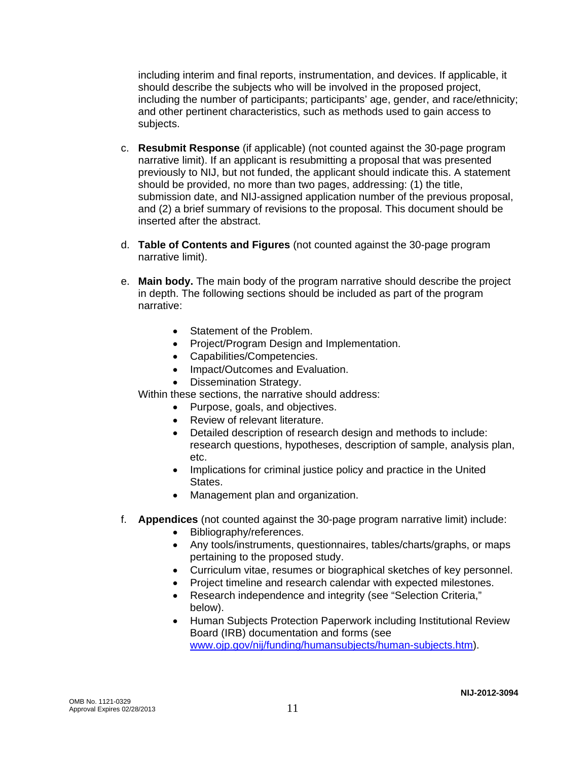including interim and final reports, instrumentation, and devices. If applicable, it should describe the subjects who will be involved in the proposed project, including the number of participants; participants' age, gender, and race/ethnicity; and other pertinent characteristics, such as methods used to gain access to subjects.

c. **Resubmit Response** (if applicable) (not counted against the 30-page program narrative limit). If an applicant is resubmitting a proposal that was presented previously to NIJ, but not funded, the applicant should indicate this. A statement should be provided, no more than two pages, addressing: (1) the title, submission date, and NIJ-assigned application number of the previous proposal, and (2) a brief summary of revisions to the proposal. This document should be inserted after the abstract.

d. **Table of Contents and Figures** (not counted against the 30-page program narrative limit).

e. **Main body.** The main body of the program narrative should describe the project in depth. The following sections should be included as part of the program narrative:

   - Statement of the Problem.
   - Project/Program Design and Implementation.
   - Capabilities/Competencies.
   - Impact/Outcomes and Evaluation.
   - Dissemination Strategy.

   Within these sections, the narrative should address:

   - Purpose, goals, and objectives.
   - Review of relevant literature.
   - Detailed description of research design and methods to include: research questions, hypotheses, description of sample, analysis plan, etc.
   - Implications for criminal justice policy and practice in the United States.
   - Management plan and organization.

f. **Appendices** (not counted against the 30-page program narrative limit) include:

   - Bibliography/references.
   - Any tools/instruments, questionnaires, tables/charts/graphs, or maps pertaining to the proposed study.
   - Curriculum vitae, resumes or biographical sketches of key personnel.
   - Project timeline and research calendar with expected milestones.
   - Research independence and integrity (see "Selection Criteria," below).
   - Human Subjects Protection Paperwork including Institutional Review Board (IRB) documentation and forms (see www.ojp.gov/nij/funding/humansubjects/human-subjects.htm).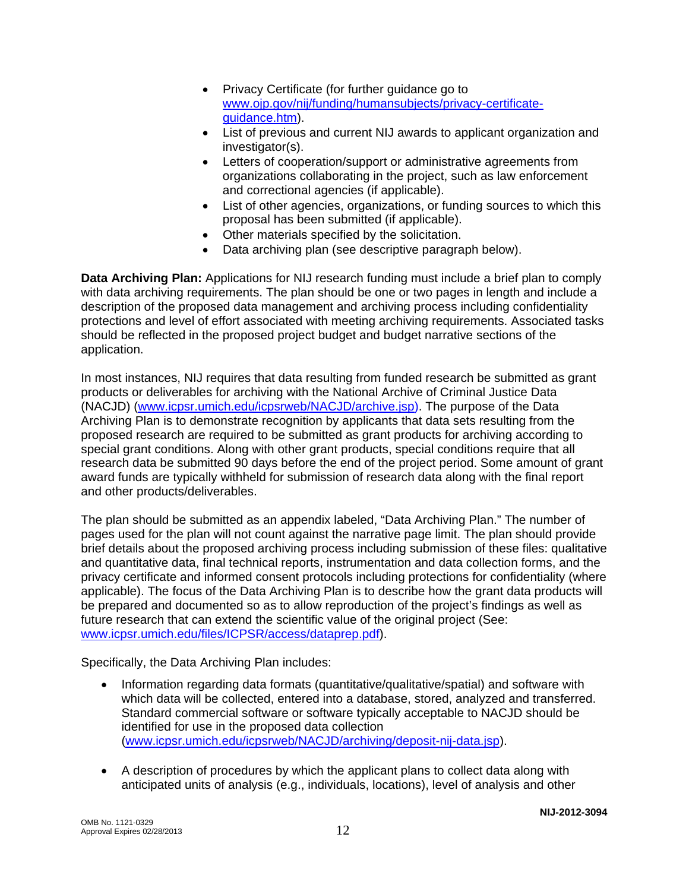- Privacy Certificate (for further guidance go to www.ojp.gov/nij/funding/humansubjects/privacy-certificate-guidance.htm).
- List of previous and current NIJ awards to applicant organization and investigator(s).
- Letters of cooperation/support or administrative agreements from organizations collaborating in the project, such as law enforcement and correctional agencies (if applicable).
- List of other agencies, organizations, or funding sources to which this proposal has been submitted (if applicable).
- Other materials specified by the solicitation.
- Data archiving plan (see descriptive paragraph below).

**Data Archiving Plan:** Applications for NIJ research funding must include a brief plan to comply with data archiving requirements. The plan should be one or two pages in length and include a description of the proposed data management and archiving process including confidentiality protections and level of effort associated with meeting archiving requirements. Associated tasks should be reflected in the proposed project budget and budget narrative sections of the application.

In most instances, NIJ requires that data resulting from funded research be submitted as grant products or deliverables for archiving with the National Archive of Criminal Justice Data (NACJD) (www.icpsr.umich.edu/icpsrweb/NACJD/archive.jsp). The purpose of the Data Archiving Plan is to demonstrate recognition by applicants that data sets resulting from the proposed research are required to be submitted as grant products for archiving according to special grant conditions. Along with other grant products, special conditions require that all research data be submitted 90 days before the end of the project period. Some amount of grant award funds are typically withheld for submission of research data along with the final report and other products/deliverables.

The plan should be submitted as an appendix labeled, "Data Archiving Plan." The number of pages used for the plan will not count against the narrative page limit. The plan should provide brief details about the proposed archiving process including submission of these files: qualitative and quantitative data, final technical reports, instrumentation and data collection forms, and the privacy certificate and informed consent protocols including protections for confidentiality (where applicable). The focus of the Data Archiving Plan is to describe how the grant data products will be prepared and documented so as to allow reproduction of the project's findings as well as future research that can extend the scientific value of the original project (See: www.icpsr.umich.edu/files/ICPSR/access/dataprep.pdf).

Specifically, the Data Archiving Plan includes:

- Information regarding data formats (quantitative/qualitative/spatial) and software with which data will be collected, entered into a database, stored, analyzed and transferred. Standard commercial software or software typically acceptable to NACJD should be identified for use in the proposed data collection (www.icpsr.umich.edu/icpsrweb/NACJD/archiving/deposit-nij-data.jsp).

- A description of procedures by which the applicant plans to collect data along with anticipated units of analysis (e.g., individuals, locations), level of analysis and other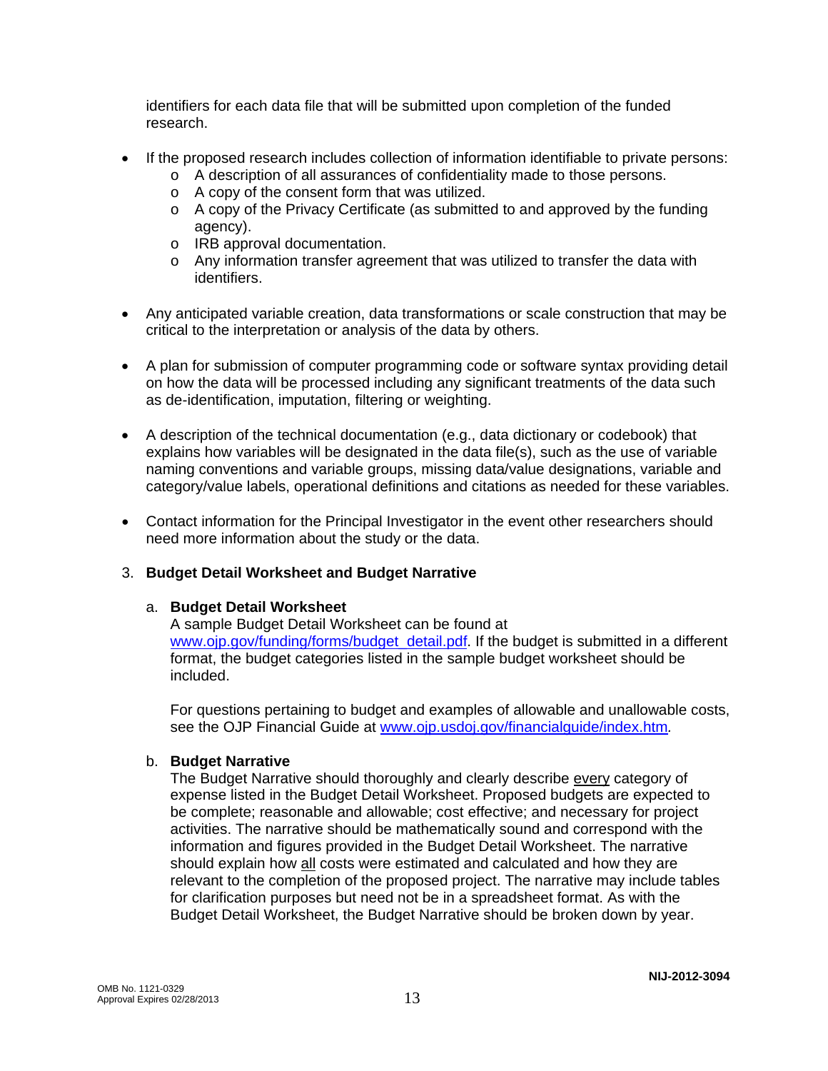identifiers for each data file that will be submitted upon completion of the funded research.

- If the proposed research includes collection of information identifiable to private persons:
  - A description of all assurances of confidentiality made to those persons.
  - A copy of the consent form that was utilized.
  - A copy of the Privacy Certificate (as submitted to and approved by the funding agency).
  - IRB approval documentation.
  - Any information transfer agreement that was utilized to transfer the data with identifiers.

- Any anticipated variable creation, data transformations or scale construction that may be critical to the interpretation or analysis of the data by others.

- A plan for submission of computer programming code or software syntax providing detail on how the data will be processed including any significant treatments of the data such as de-identification, imputation, filtering or weighting.

- A description of the technical documentation (e.g., data dictionary or codebook) that explains how variables will be designated in the data file(s), such as the use of variable naming conventions and variable groups, missing data/value designations, variable and category/value labels, operational definitions and citations as needed for these variables.

- Contact information for the Principal Investigator in the event other researchers should need more information about the study or the data.

3. **Budget Detail Worksheet and Budget Narrative**

   a. **Budget Detail Worksheet**
   A sample Budget Detail Worksheet can be found at www.ojp.gov/funding/forms/budget_detail.pdf. If the budget is submitted in a different format, the budget categories listed in the sample budget worksheet should be included.

   For questions pertaining to budget and examples of allowable and unallowable costs, see the OJP Financial Guide at www.ojp.usdoj.gov/financialguide/index.htm.

   b. **Budget Narrative**
   The Budget Narrative should thoroughly and clearly describe every category of expense listed in the Budget Detail Worksheet. Proposed budgets are expected to be complete; reasonable and allowable; cost effective; and necessary for project activities. The narrative should be mathematically sound and correspond with the information and figures provided in the Budget Detail Worksheet. The narrative should explain how all costs were estimated and calculated and how they are relevant to the completion of the proposed project. The narrative may include tables for clarification purposes but need not be in a spreadsheet format. As with the Budget Detail Worksheet, the Budget Narrative should be broken down by year.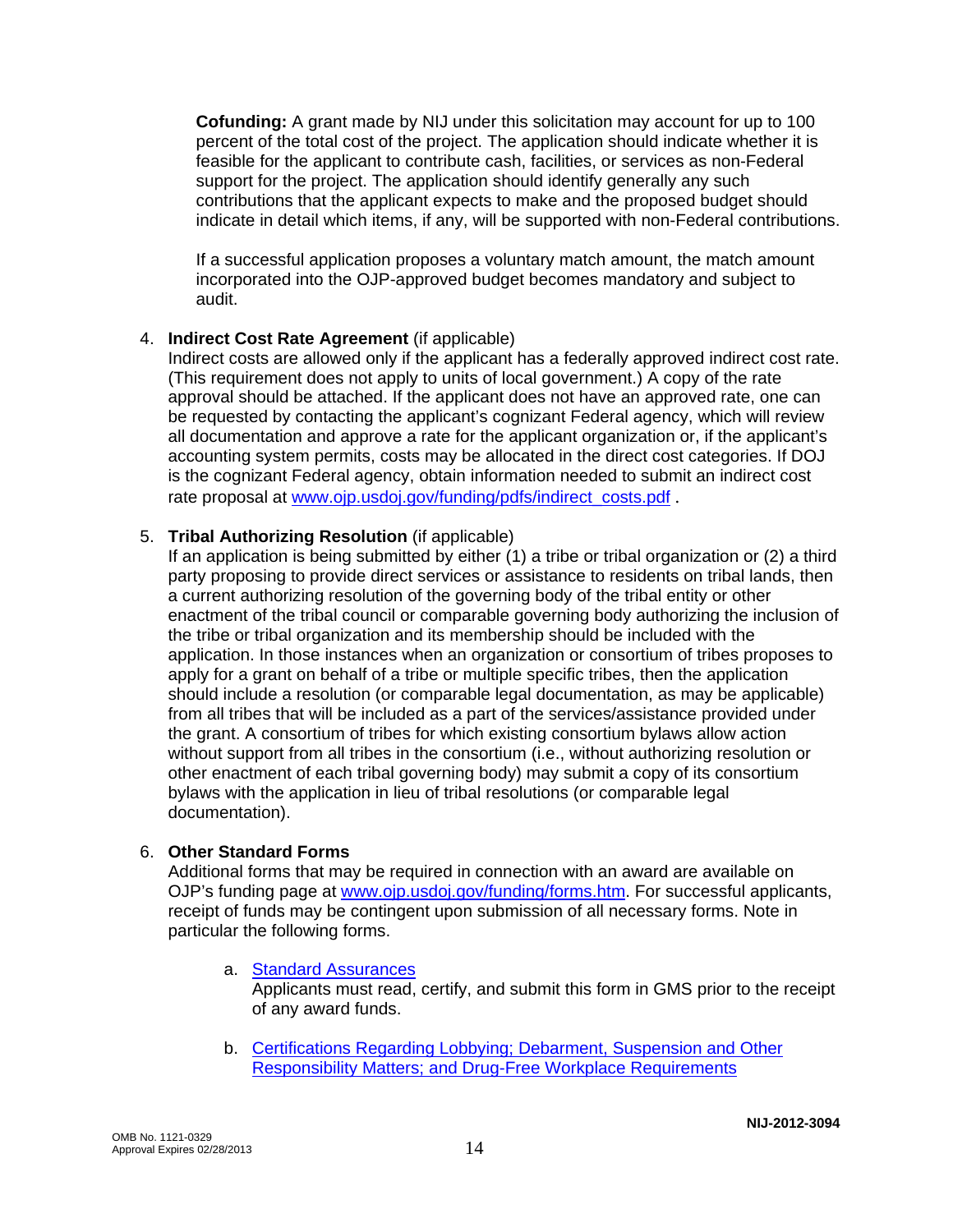**Cofunding:** A grant made by NIJ under this solicitation may account for up to 100 percent of the total cost of the project. The application should indicate whether it is feasible for the applicant to contribute cash, facilities, or services as non-Federal support for the project. The application should identify generally any such contributions that the applicant expects to make and the proposed budget should indicate in detail which items, if any, will be supported with non-Federal contributions.

If a successful application proposes a voluntary match amount, the match amount incorporated into the OJP-approved budget becomes mandatory and subject to audit.

4. **Indirect Cost Rate Agreement** (if applicable)
   Indirect costs are allowed only if the applicant has a federally approved indirect cost rate. (This requirement does not apply to units of local government.) A copy of the rate approval should be attached. If the applicant does not have an approved rate, one can be requested by contacting the applicant's cognizant Federal agency, which will review all documentation and approve a rate for the applicant organization or, if the applicant's accounting system permits, costs may be allocated in the direct cost categories. If DOJ is the cognizant Federal agency, obtain information needed to submit an indirect cost rate proposal at [www.ojp.usdoj.gov/funding/pdfs/indirect_costs.pdf](www.ojp.usdoj.gov/funding/pdfs/indirect_costs.pdf) .

5. **Tribal Authorizing Resolution** (if applicable)
   If an application is being submitted by either (1) a tribe or tribal organization or (2) a third party proposing to provide direct services or assistance to residents on tribal lands, then a current authorizing resolution of the governing body of the tribal entity or other enactment of the tribal council or comparable governing body authorizing the inclusion of the tribe or tribal organization and its membership should be included with the application. In those instances when an organization or consortium of tribes proposes to apply for a grant on behalf of a tribe or multiple specific tribes, then the application should include a resolution (or comparable legal documentation, as may be applicable) from all tribes that will be included as a part of the services/assistance provided under the grant. A consortium of tribes for which existing consortium bylaws allow action without support from all tribes in the consortium (i.e., without authorizing resolution or other enactment of each tribal governing body) may submit a copy of its consortium bylaws with the application in lieu of tribal resolutions (or comparable legal documentation).

6. **Other Standard Forms**
   Additional forms that may be required in connection with an award are available on OJP's funding page at [www.ojp.usdoj.gov/funding/forms.htm](www.ojp.usdoj.gov/funding/forms.htm). For successful applicants, receipt of funds may be contingent upon submission of all necessary forms. Note in particular the following forms.

   a. Standard Assurances
      Applicants must read, certify, and submit this form in GMS prior to the receipt of any award funds.

   b. Certifications Regarding Lobbying; Debarment, Suspension and Other Responsibility Matters; and Drug-Free Workplace Requirements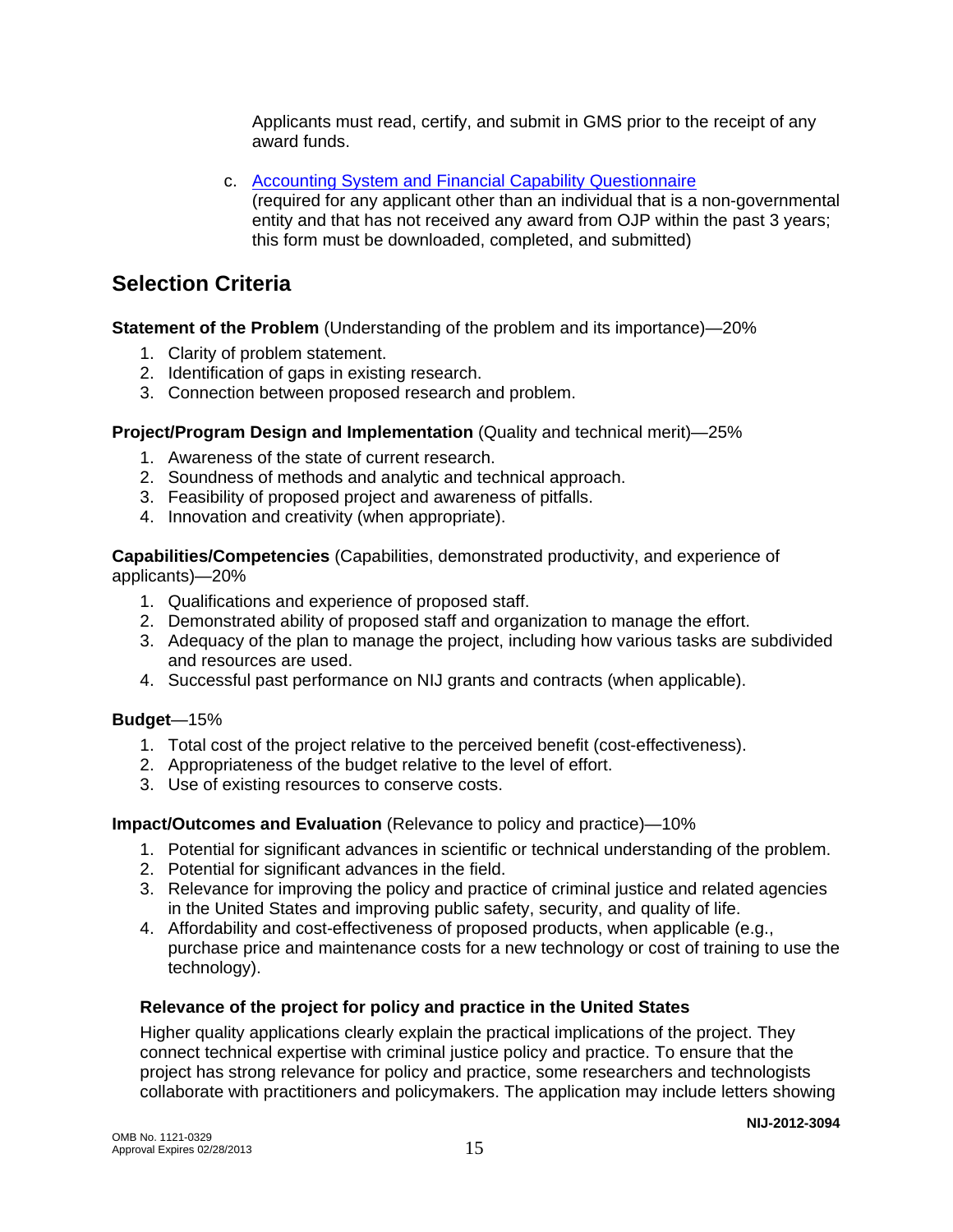Applicants must read, certify, and submit in GMS prior to the receipt of any award funds.

c. [Accounting System and Financial Capability Questionnaire](#) (required for any applicant other than an individual that is a non-governmental entity and that has not received any award from OJP within the past 3 years; this form must be downloaded, completed, and submitted)

## Selection Criteria

**Statement of the Problem** (Understanding of the problem and its importance)—20%

1. Clarity of problem statement.
2. Identification of gaps in existing research.
3. Connection between proposed research and problem.

**Project/Program Design and Implementation** (Quality and technical merit)—25%

1. Awareness of the state of current research.
2. Soundness of methods and analytic and technical approach.
3. Feasibility of proposed project and awareness of pitfalls.
4. Innovation and creativity (when appropriate).

**Capabilities/Competencies** (Capabilities, demonstrated productivity, and experience of applicants)—20%

1. Qualifications and experience of proposed staff.
2. Demonstrated ability of proposed staff and organization to manage the effort.
3. Adequacy of the plan to manage the project, including how various tasks are subdivided and resources are used.
4. Successful past performance on NIJ grants and contracts (when applicable).

**Budget**—15%

1. Total cost of the project relative to the perceived benefit (cost-effectiveness).
2. Appropriateness of the budget relative to the level of effort.
3. Use of existing resources to conserve costs.

**Impact/Outcomes and Evaluation** (Relevance to policy and practice)—10%

1. Potential for significant advances in scientific or technical understanding of the problem.
2. Potential for significant advances in the field.
3. Relevance for improving the policy and practice of criminal justice and related agencies in the United States and improving public safety, security, and quality of life.
4. Affordability and cost-effectiveness of proposed products, when applicable (e.g., purchase price and maintenance costs for a new technology or cost of training to use the technology).

### Relevance of the project for policy and practice in the United States

Higher quality applications clearly explain the practical implications of the project. They connect technical expertise with criminal justice policy and practice. To ensure that the project has strong relevance for policy and practice, some researchers and technologists collaborate with practitioners and policymakers. The application may include letters showing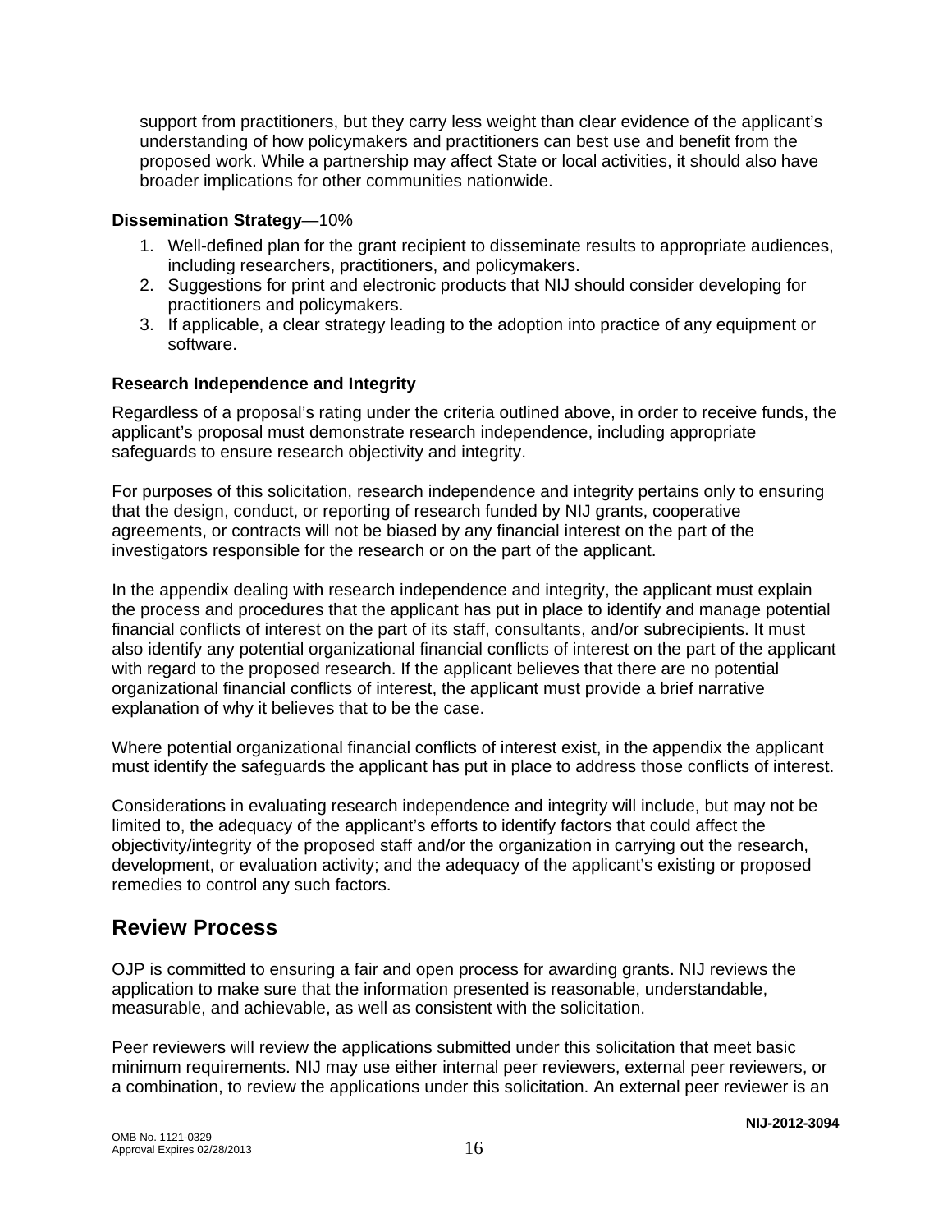support from practitioners, but they carry less weight than clear evidence of the applicant's understanding of how policymakers and practitioners can best use and benefit from the proposed work. While a partnership may affect State or local activities, it should also have broader implications for other communities nationwide.

**Dissemination Strategy**—10%

1. Well-defined plan for the grant recipient to disseminate results to appropriate audiences, including researchers, practitioners, and policymakers.
2. Suggestions for print and electronic products that NIJ should consider developing for practitioners and policymakers.
3. If applicable, a clear strategy leading to the adoption into practice of any equipment or software.

**Research Independence and Integrity**

Regardless of a proposal's rating under the criteria outlined above, in order to receive funds, the applicant's proposal must demonstrate research independence, including appropriate safeguards to ensure research objectivity and integrity.

For purposes of this solicitation, research independence and integrity pertains only to ensuring that the design, conduct, or reporting of research funded by NIJ grants, cooperative agreements, or contracts will not be biased by any financial interest on the part of the investigators responsible for the research or on the part of the applicant.

In the appendix dealing with research independence and integrity, the applicant must explain the process and procedures that the applicant has put in place to identify and manage potential financial conflicts of interest on the part of its staff, consultants, and/or subrecipients. It must also identify any potential organizational financial conflicts of interest on the part of the applicant with regard to the proposed research. If the applicant believes that there are no potential organizational financial conflicts of interest, the applicant must provide a brief narrative explanation of why it believes that to be the case.

Where potential organizational financial conflicts of interest exist, in the appendix the applicant must identify the safeguards the applicant has put in place to address those conflicts of interest.

Considerations in evaluating research independence and integrity will include, but may not be limited to, the adequacy of the applicant's efforts to identify factors that could affect the objectivity/integrity of the proposed staff and/or the organization in carrying out the research, development, or evaluation activity; and the adequacy of the applicant's existing or proposed remedies to control any such factors.

## Review Process

OJP is committed to ensuring a fair and open process for awarding grants. NIJ reviews the application to make sure that the information presented is reasonable, understandable, measurable, and achievable, as well as consistent with the solicitation.

Peer reviewers will review the applications submitted under this solicitation that meet basic minimum requirements. NIJ may use either internal peer reviewers, external peer reviewers, or a combination, to review the applications under this solicitation. An external peer reviewer is an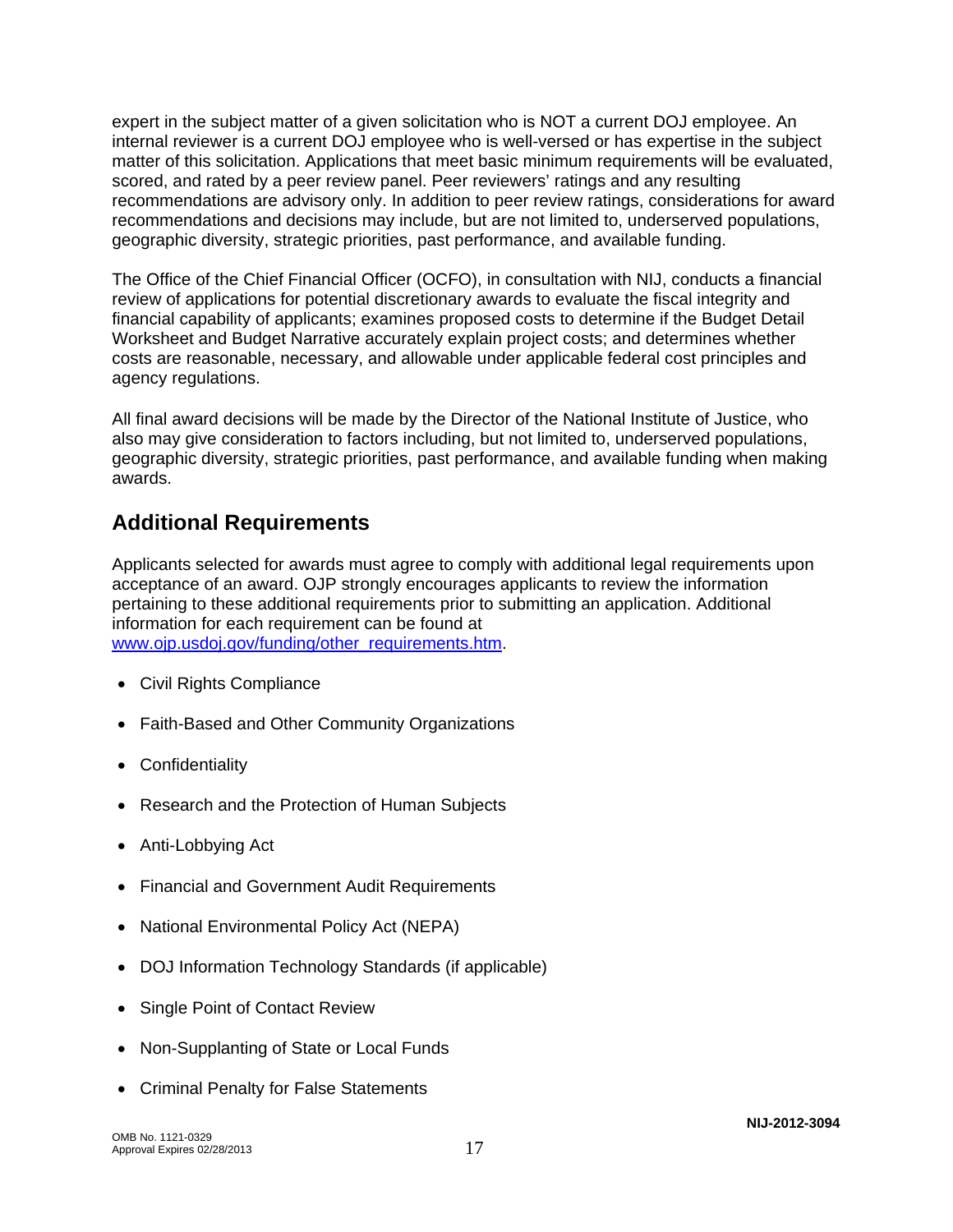expert in the subject matter of a given solicitation who is NOT a current DOJ employee. An internal reviewer is a current DOJ employee who is well-versed or has expertise in the subject matter of this solicitation. Applications that meet basic minimum requirements will be evaluated, scored, and rated by a peer review panel. Peer reviewers' ratings and any resulting recommendations are advisory only. In addition to peer review ratings, considerations for award recommendations and decisions may include, but are not limited to, underserved populations, geographic diversity, strategic priorities, past performance, and available funding.

The Office of the Chief Financial Officer (OCFO), in consultation with NIJ, conducts a financial review of applications for potential discretionary awards to evaluate the fiscal integrity and financial capability of applicants; examines proposed costs to determine if the Budget Detail Worksheet and Budget Narrative accurately explain project costs; and determines whether costs are reasonable, necessary, and allowable under applicable federal cost principles and agency regulations.

All final award decisions will be made by the Director of the National Institute of Justice, who also may give consideration to factors including, but not limited to, underserved populations, geographic diversity, strategic priorities, past performance, and available funding when making awards.

## Additional Requirements

Applicants selected for awards must agree to comply with additional legal requirements upon acceptance of an award. OJP strongly encourages applicants to review the information pertaining to these additional requirements prior to submitting an application. Additional information for each requirement can be found at www.ojp.usdoj.gov/funding/other_requirements.htm.

- Civil Rights Compliance
- Faith-Based and Other Community Organizations
- Confidentiality
- Research and the Protection of Human Subjects
- Anti-Lobbying Act
- Financial and Government Audit Requirements
- National Environmental Policy Act (NEPA)
- DOJ Information Technology Standards (if applicable)
- Single Point of Contact Review
- Non-Supplanting of State or Local Funds
- Criminal Penalty for False Statements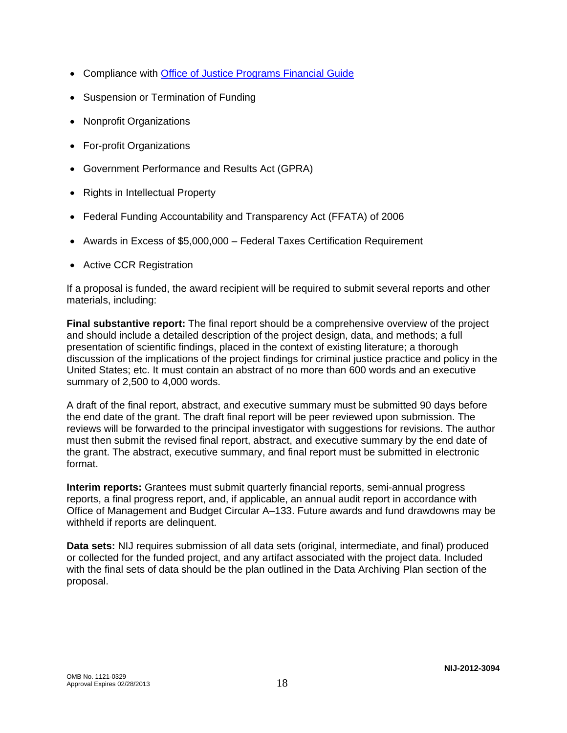- Compliance with [Office of Justice Programs Financial Guide]
- Suspension or Termination of Funding
- Nonprofit Organizations
- For-profit Organizations
- Government Performance and Results Act (GPRA)
- Rights in Intellectual Property
- Federal Funding Accountability and Transparency Act (FFATA) of 2006
- Awards in Excess of $5,000,000 – Federal Taxes Certification Requirement
- Active CCR Registration

If a proposal is funded, the award recipient will be required to submit several reports and other materials, including:

**Final substantive report:** The final report should be a comprehensive overview of the project and should include a detailed description of the project design, data, and methods; a full presentation of scientific findings, placed in the context of existing literature; a thorough discussion of the implications of the project findings for criminal justice practice and policy in the United States; etc. It must contain an abstract of no more than 600 words and an executive summary of 2,500 to 4,000 words.

A draft of the final report, abstract, and executive summary must be submitted 90 days before the end date of the grant. The draft final report will be peer reviewed upon submission. The reviews will be forwarded to the principal investigator with suggestions for revisions. The author must then submit the revised final report, abstract, and executive summary by the end date of the grant. The abstract, executive summary, and final report must be submitted in electronic format.

**Interim reports:** Grantees must submit quarterly financial reports, semi-annual progress reports, a final progress report, and, if applicable, an annual audit report in accordance with Office of Management and Budget Circular A–133. Future awards and fund drawdowns may be withheld if reports are delinquent.

**Data sets:** NIJ requires submission of all data sets (original, intermediate, and final) produced or collected for the funded project, and any artifact associated with the project data. Included with the final sets of data should be the plan outlined in the Data Archiving Plan section of the proposal.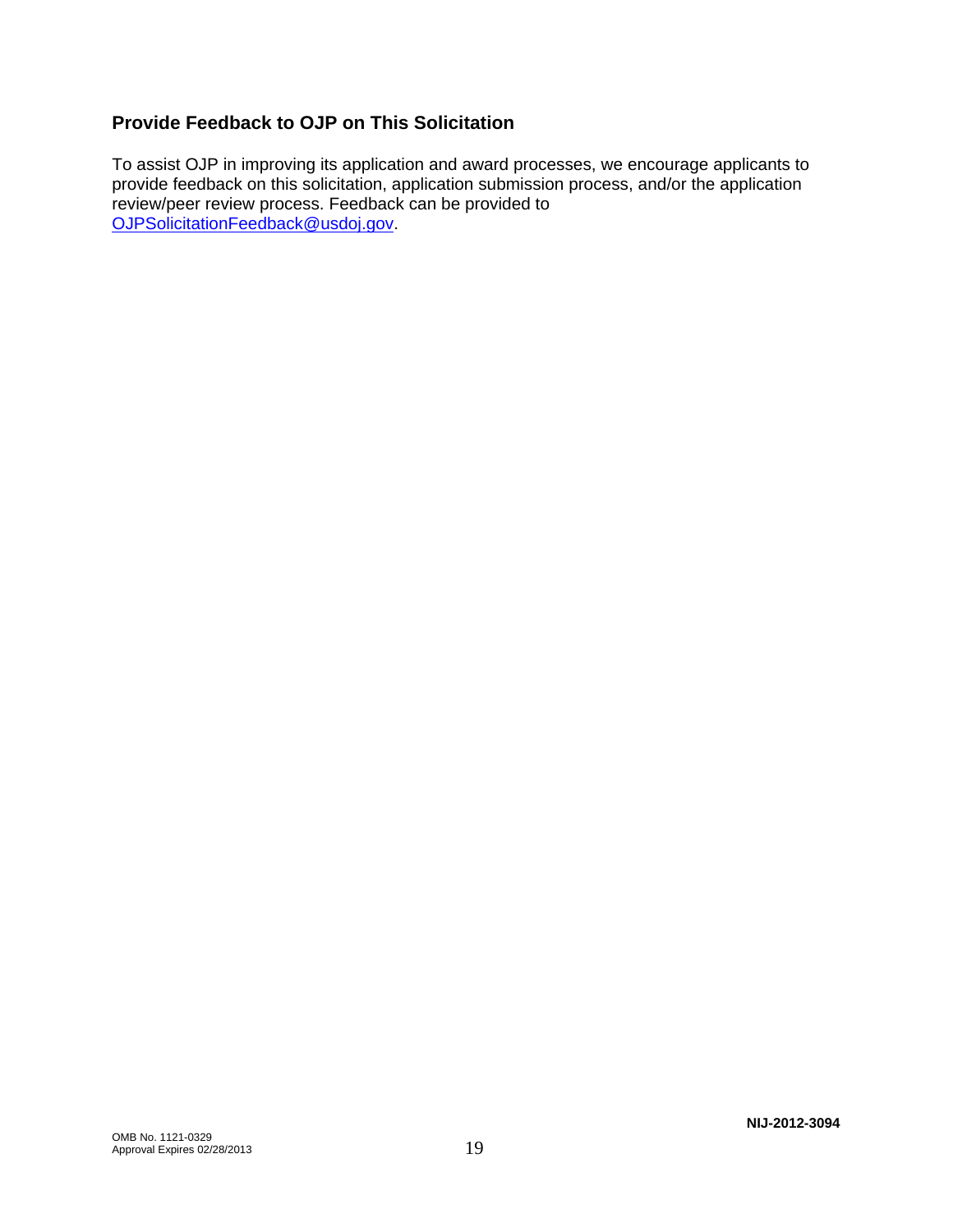## Provide Feedback to OJP on This Solicitation

To assist OJP in improving its application and award processes, we encourage applicants to provide feedback on this solicitation, application submission process, and/or the application review/peer review process. Feedback can be provided to OJPSolicitationFeedback@usdoj.gov.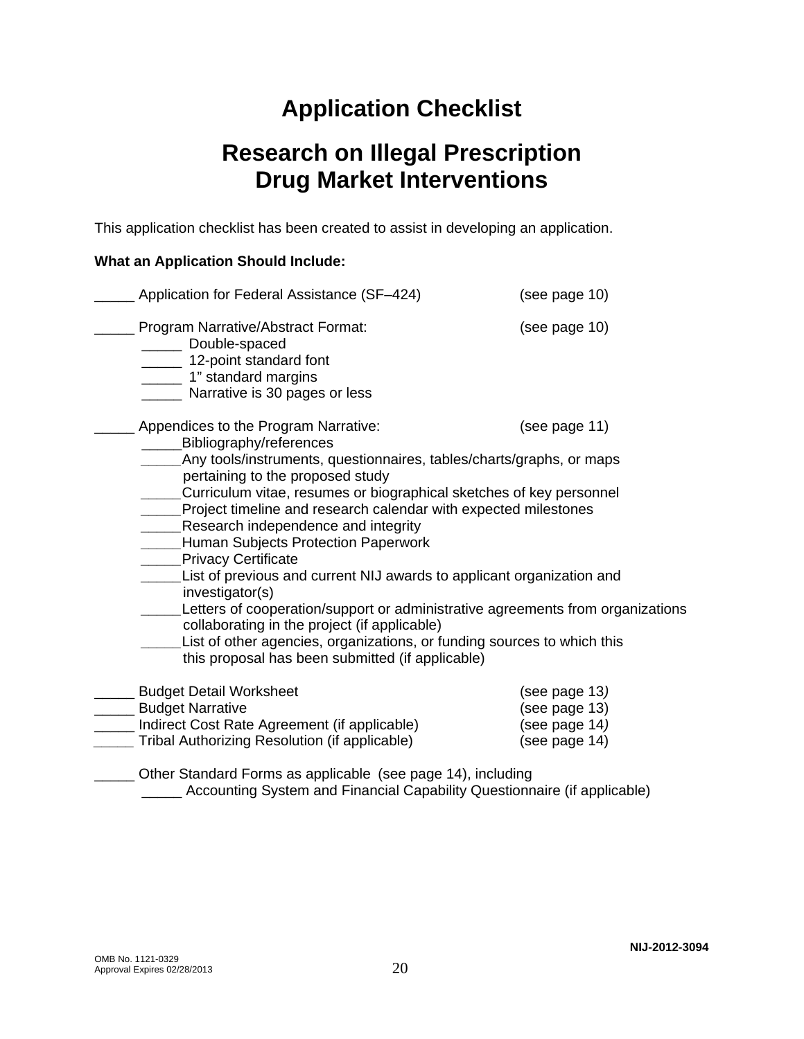# Application Checklist

# Research on Illegal Prescription Drug Market Interventions

This application checklist has been created to assist in developing an application.

**What an Application Should Include:**

_____ Application for Federal Assistance (SF–424) (see page 10)

_____ Program Narrative/Abstract Format: (see page 10)
- _____ Double-spaced
- _____ 12-point standard font
- _____ 1" standard margins
- _____ Narrative is 30 pages or less

_____ Appendices to the Program Narrative: (see page 11)
- _____Bibliography/references
- _____Any tools/instruments, questionnaires, tables/charts/graphs, or maps pertaining to the proposed study
- _____Curriculum vitae, resumes or biographical sketches of key personnel
- _____Project timeline and research calendar with expected milestones
- _____Research independence and integrity
- _____Human Subjects Protection Paperwork
- _____Privacy Certificate
- _____List of previous and current NIJ awards to applicant organization and investigator(s)
- _____Letters of cooperation/support or administrative agreements from organizations collaborating in the project (if applicable)
- _____List of other agencies, organizations, or funding sources to which this this proposal has been submitted (if applicable)

_____ Budget Detail Worksheet (see page 13)
_____ Budget Narrative (see page 13)
_____ Indirect Cost Rate Agreement (if applicable) (see page 14)
_____ Tribal Authorizing Resolution (if applicable) (see page 14)

_____ Other Standard Forms as applicable (see page 14), including
- _____ Accounting System and Financial Capability Questionnaire (if applicable)